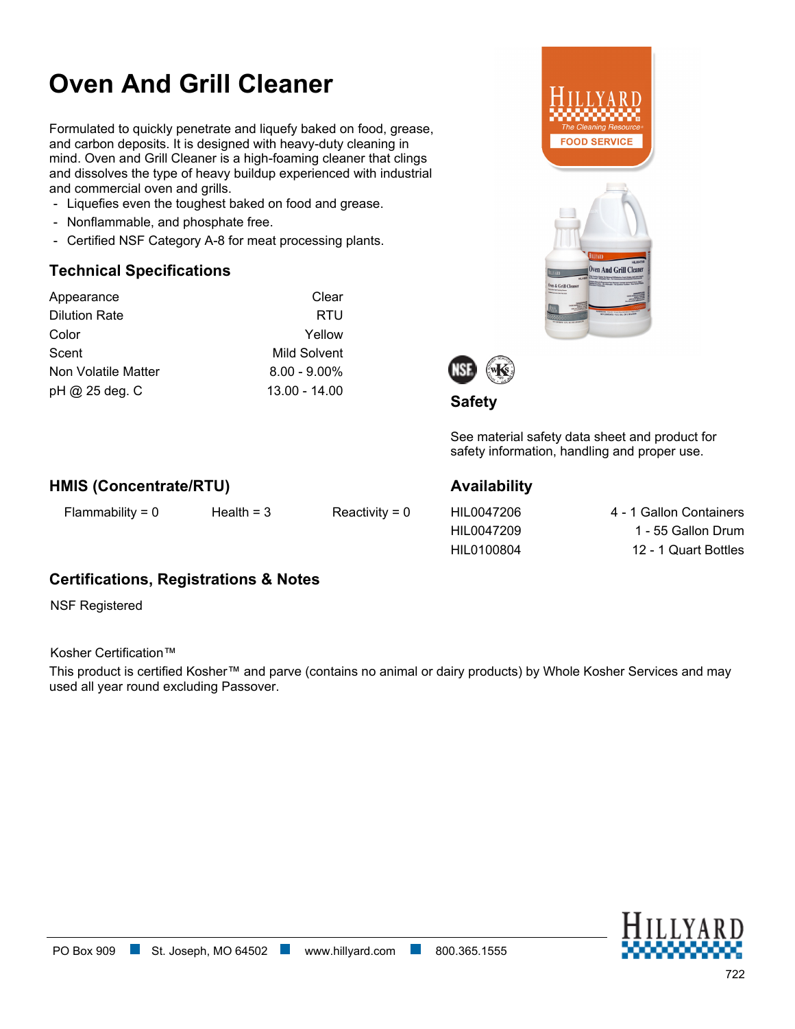# Oven And Grill Cleaner

Formulated to quickly penetrate and liquefy baked on food, grease, and carbon deposits. It is designed with heavy-duty cleaning in mind. Oven and Grill Cleaner is a high-foaming cleaner that clings and dissolves the type of heavy buildup experienced with industrial and commercial oven and grills.

- Liquefies even the toughest baked on food and grease.
- Nonflammable, and phosphate free.
- Certified NSF Category A-8 for meat processing plants.

## Technical Specifications

| | |
|---|---|
| Appearance | Clear |
| Dilution Rate | RTU |
| Color | Yellow |
| Scent | Mild Solvent |
| Non Volatile Matter | 8.00 - 9.00% |
| pH @ 25 deg. C | 13.00 - 14.00 |

## Safety

See material safety data sheet and product for safety information, handling and proper use.

## HMIS (Concentrate/RTU)

Flammability = 0    Health = 3    Reactivity = 0

## Availability

| | |
|---|---|
| HIL0047206 | 4 - 1 Gallon Containers |
| HIL0047209 | 1 - 55 Gallon Drum |
| HIL0100804 | 12 - 1 Quart Bottles |

## Certifications, Registrations & Notes

NSF Registered

Kosher Certification™

This product is certified Kosher™ and parve (contains no animal or dairy products) by Whole Kosher Services and may used all year round excluding Passover.

PO Box 909 ■ St. Joseph, MO 64502 ■ www.hillyard.com ■ 800.365.1555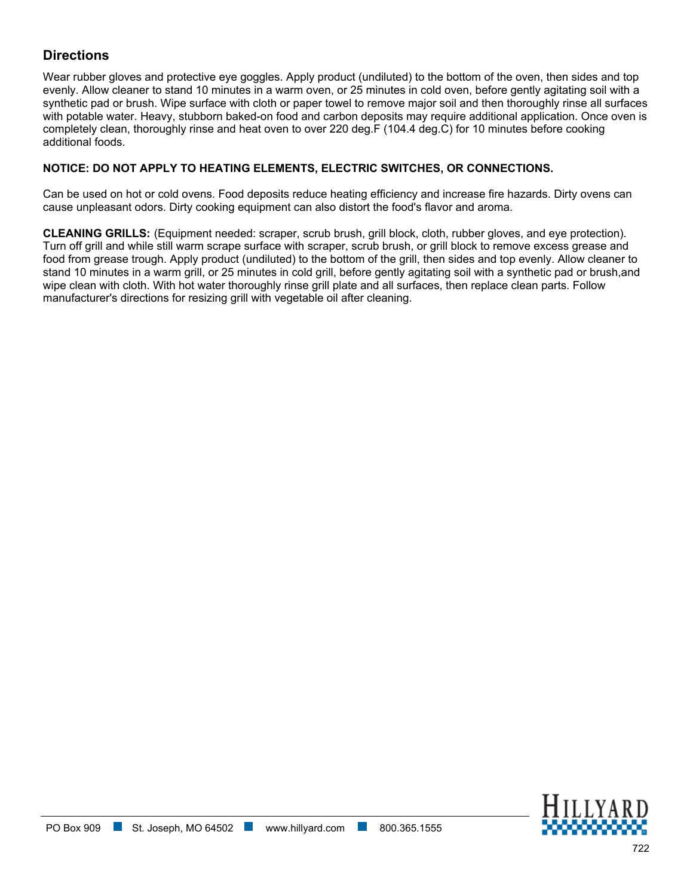## Directions

Wear rubber gloves and protective eye goggles. Apply product (undiluted) to the bottom of the oven, then sides and top evenly. Allow cleaner to stand 10 minutes in a warm oven, or 25 minutes in cold oven, before gently agitating soil with a synthetic pad or brush. Wipe surface with cloth or paper towel to remove major soil and then thoroughly rinse all surfaces with potable water. Heavy, stubborn baked-on food and carbon deposits may require additional application. Once oven is completely clean, thoroughly rinse and heat oven to over 220 deg.F (104.4 deg.C) for 10 minutes before cooking additional foods.

**NOTICE: DO NOT APPLY TO HEATING ELEMENTS, ELECTRIC SWITCHES, OR CONNECTIONS.**

Can be used on hot or cold ovens. Food deposits reduce heating efficiency and increase fire hazards. Dirty ovens can cause unpleasant odors. Dirty cooking equipment can also distort the food's flavor and aroma.

**CLEANING GRILLS:** (Equipment needed: scraper, scrub brush, grill block, cloth, rubber gloves, and eye protection). Turn off grill and while still warm scrape surface with scraper, scrub brush, or grill block to remove excess grease and food from grease trough. Apply product (undiluted) to the bottom of the grill, then sides and top evenly. Allow cleaner to stand 10 minutes in a warm grill, or 25 minutes in cold grill, before gently agitating soil with a synthetic pad or brush,and wipe clean with cloth. With hot water thoroughly rinse grill plate and all surfaces, then replace clean parts. Follow manufacturer's directions for resizing grill with vegetable oil after cleaning.

PO Box 909 ■ St. Joseph, MO 64502 ■ www.hillyard.com ■ 800.365.1555

HILLYARD